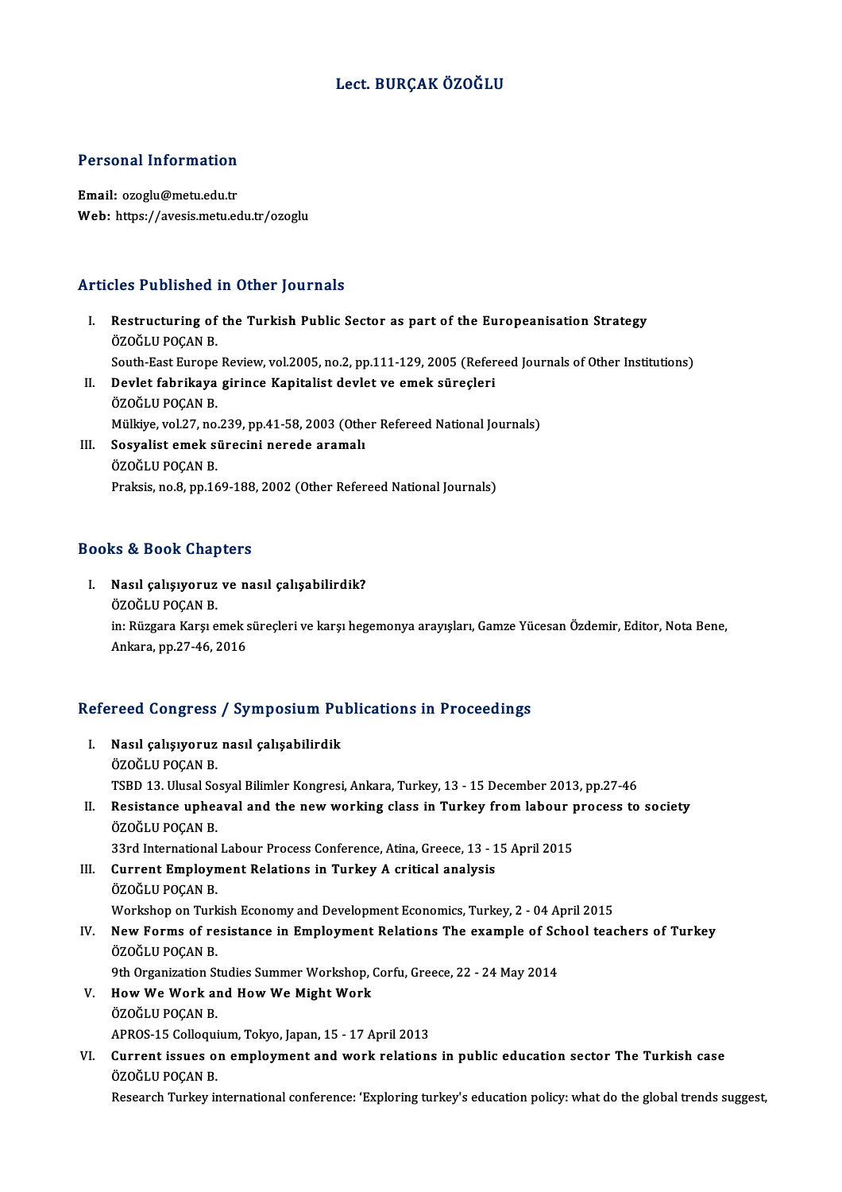# Lect. BURÇAK ÖZOĞLU

## Personal Information

**Email:** ozoglu@metu.edu.tr
**Web:** https://avesis.metu.edu.tr/ozoglu

## Articles Published in Other Journals

I. **Restructuring of the Turkish Public Sector as part of the Europeanisation Strategy**
   ÖZOĞLU POÇAN B.
   South-East Europe Review, vol.2005, no.2, pp.111-129, 2005 (Refereed Journals of Other Institutions)

II. **Devlet fabrikaya girince Kapitalist devlet ve emek süreçleri**
   ÖZOĞLU POÇAN B.
   Mülkiye, vol.27, no.239, pp.41-58, 2003 (Other Refereed National Journals)

III. **Sosyalist emek sürecini nerede aramalı**
   ÖZOĞLU POÇAN B.
   Praksis, no.8, pp.169-188, 2002 (Other Refereed National Journals)

## Books & Book Chapters

I. **Nasıl çalışıyoruz ve nasıl çalışabilirdik?**
   ÖZOĞLU POÇAN B.
   in: Rüzgara Karşı emek süreçleri ve karşı hegemonya arayışları, Gamze Yücesan Özdemir, Editor, Nota Bene, Ankara, pp.27-46, 2016

## Refereed Congress / Symposium Publications in Proceedings

I. **Nasıl çalışıyoruz nasıl çalışabilirdik**
   ÖZOĞLU POÇAN B.
   TSBD 13. Ulusal Sosyal Bilimler Kongresi, Ankara, Turkey, 13 - 15 December 2013, pp.27-46

II. **Resistance upheaval and the new working class in Turkey from labour process to society**
   ÖZOĞLU POÇAN B.
   33rd International Labour Process Conference, Atina, Greece, 13 - 15 April 2015

III. **Current Employment Relations in Turkey A critical analysis**
   ÖZOĞLU POÇAN B.
   Workshop on Turkish Economy and Development Economics, Turkey, 2 - 04 April 2015

IV. **New Forms of resistance in Employment Relations The example of School teachers of Turkey**
   ÖZOĞLU POÇAN B.
   9th Organization Studies Summer Workshop, Corfu, Greece, 22 - 24 May 2014

V. **How We Work and How We Might Work**
   ÖZOĞLU POÇAN B.
   APROS-15 Colloquium, Tokyo, Japan, 15 - 17 April 2013

VI. **Current issues on employment and work relations in public education sector The Turkish case**
   ÖZOĞLU POÇAN B.
   Research Turkey international conference: 'Exploring turkey's education policy: what do the global trends suggest,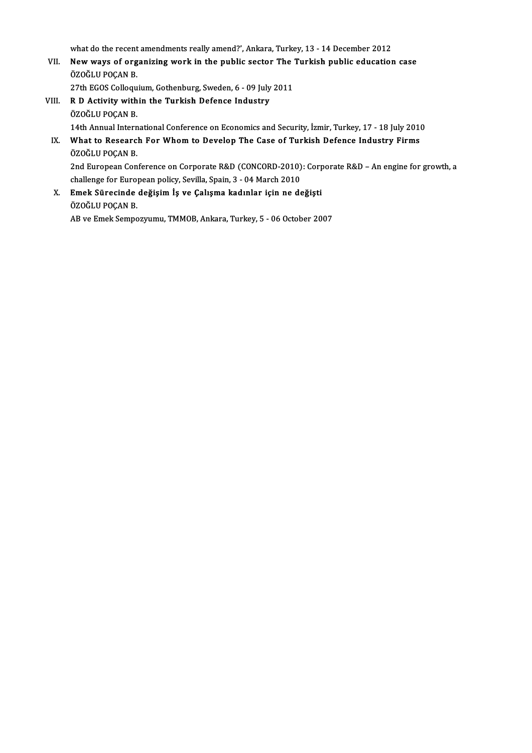what do the recent amendments really amend?', Ankara, Turkey, 13 - 14 December 2012

VII. **New ways of organizing work in the public sector The Turkish public education case**
ÖZOĞLU POÇAN B.
27th EGOS Colloquium, Gothenburg, Sweden, 6 - 09 July 2011

VIII. **R D Activity within the Turkish Defence Industry**
ÖZOĞLU POÇAN B.
14th Annual International Conference on Economics and Security, İzmir, Turkey, 17 - 18 July 2010

IX. **What to Research For Whom to Develop The Case of Turkish Defence Industry Firms**
ÖZOĞLU POÇAN B.
2nd European Conference on Corporate R&D (CONCORD-2010): Corporate R&D – An engine for growth, a challenge for European policy, Sevilla, Spain, 3 - 04 March 2010

X. **Emek Sürecinde değişim İş ve Çalışma kadınlar için ne değişti**
ÖZOĞLU POÇAN B.
AB ve Emek Sempozyumu, TMMOB, Ankara, Turkey, 5 - 06 October 2007